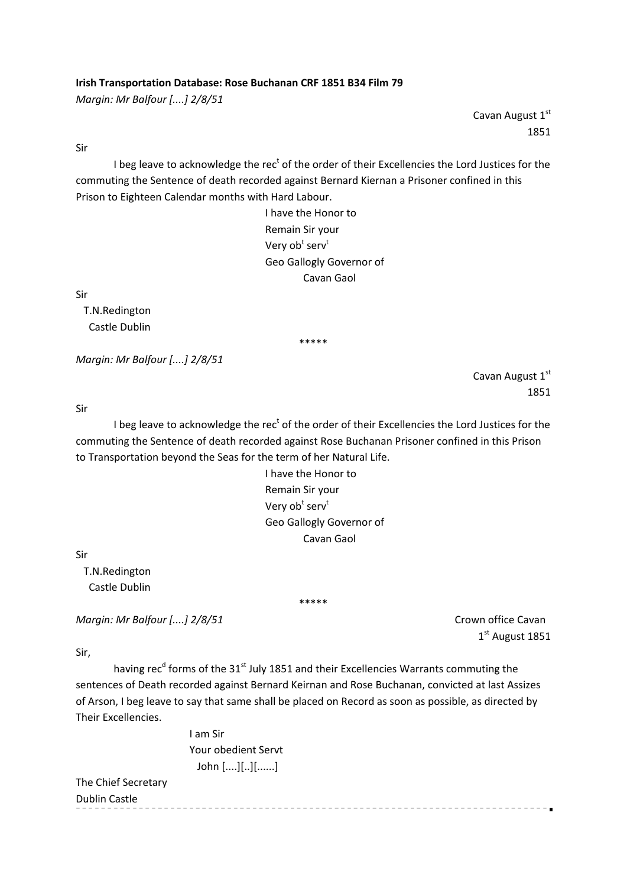**Irish Transportation Database: Rose Buchanan CRF 1851 B34 Film 79**

*Margin: Mr Balfour [....] 2/8/51*

Cavan August 1st 1851

Sir

I beg leave to acknowledge the rect of the order of their Excellencies the Lord Justices for the commuting the Sentence of death recorded against Bernard Kiernan a Prisoner confined in this Prison to Eighteen Calendar months with Hard Labour.

I have the Honor to
Remain Sir your
Very obt servt
Geo Gallogly Governor of
Cavan Gaol

Sir
T.N.Redington
Castle Dublin

*****

*Margin: Mr Balfour [....] 2/8/51*

Cavan August 1st 1851

Sir

I beg leave to acknowledge the rect of the order of their Excellencies the Lord Justices for the commuting the Sentence of death recorded against Rose Buchanan Prisoner confined in this Prison to Transportation beyond the Seas for the term of her Natural Life.

I have the Honor to
Remain Sir your
Very obt servt
Geo Gallogly Governor of
Cavan Gaol

Sir
T.N.Redington
Castle Dublin

*****

*Margin: Mr Balfour [....] 2/8/51*

Crown office Cavan
1st August 1851

Sir,

having recd forms of the 31st July 1851 and their Excellencies Warrants commuting the sentences of Death recorded against Bernard Keirnan and Rose Buchanan, convicted at last Assizes of Arson, I beg leave to say that same shall be placed on Record as soon as possible, as directed by Their Excellencies.

I am Sir
Your obedient Servt
John [....][..][......]

The Chief Secretary
Dublin Castle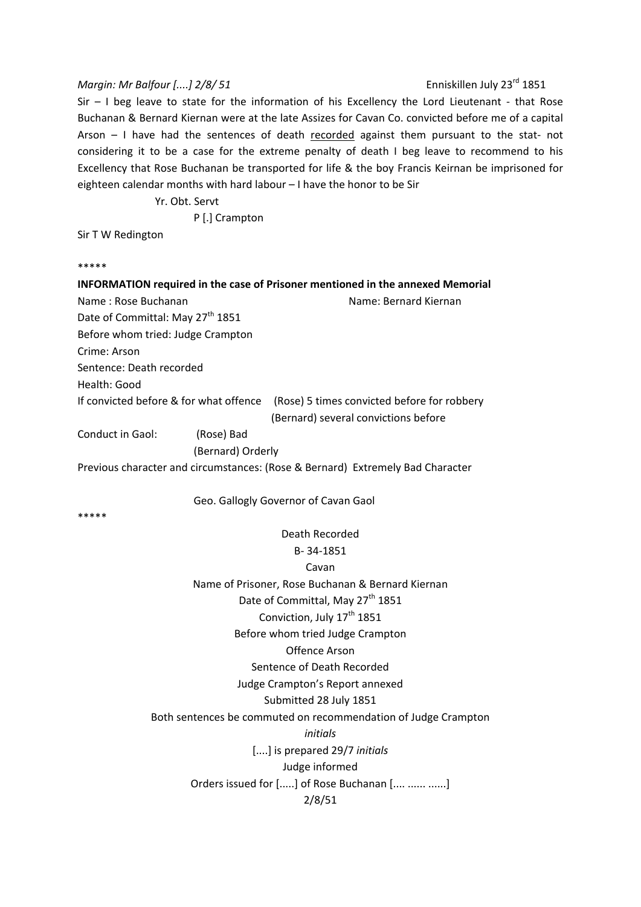*Margin: Mr Balfour [....] 2/8/ 51* Enniskillen July 23rd 1851

Sir – I beg leave to state for the information of his Excellency the Lord Lieutenant - that Rose Buchanan & Bernard Kiernan were at the late Assizes for Cavan Co. convicted before me of a capital Arson – I have had the sentences of death <u>recorded</u> against them pursuant to the stat- not considering it to be a case for the extreme penalty of death I beg leave to recommend to his Excellency that Rose Buchanan be transported for life & the boy Francis Keirnan be imprisoned for eighteen calendar months with hard labour – I have the honor to be Sir

Yr. Obt. Servt

P [.] Crampton

Sir T W Redington

*****

**INFORMATION required in the case of Prisoner mentioned in the annexed Memorial**

Name : Rose Buchanan Name: Bernard Kiernan

Date of Committal: May 27th 1851

Before whom tried: Judge Crampton

Crime: Arson

Sentence: Death recorded

Health: Good

If convicted before & for what offence (Rose) 5 times convicted before for robbery
(Bernard) several convictions before

Conduct in Gaol: (Rose) Bad
(Bernard) Orderly

Previous character and circumstances: (Rose & Bernard) Extremely Bad Character

Geo. Gallogly Governor of Cavan Gaol

*****

Death Recorded

B- 34-1851

Cavan

Name of Prisoner, Rose Buchanan & Bernard Kiernan

Date of Committal, May 27th 1851

Conviction, July 17th 1851

Before whom tried Judge Crampton

Offence Arson

Sentence of Death Recorded

Judge Crampton's Report annexed

Submitted 28 July 1851

Both sentences be commuted on recommendation of Judge Crampton

*initials*

[....] is prepared 29/7 *initials*

Judge informed

Orders issued for [.....] of Rose Buchanan [.... ...... ......]

2/8/51